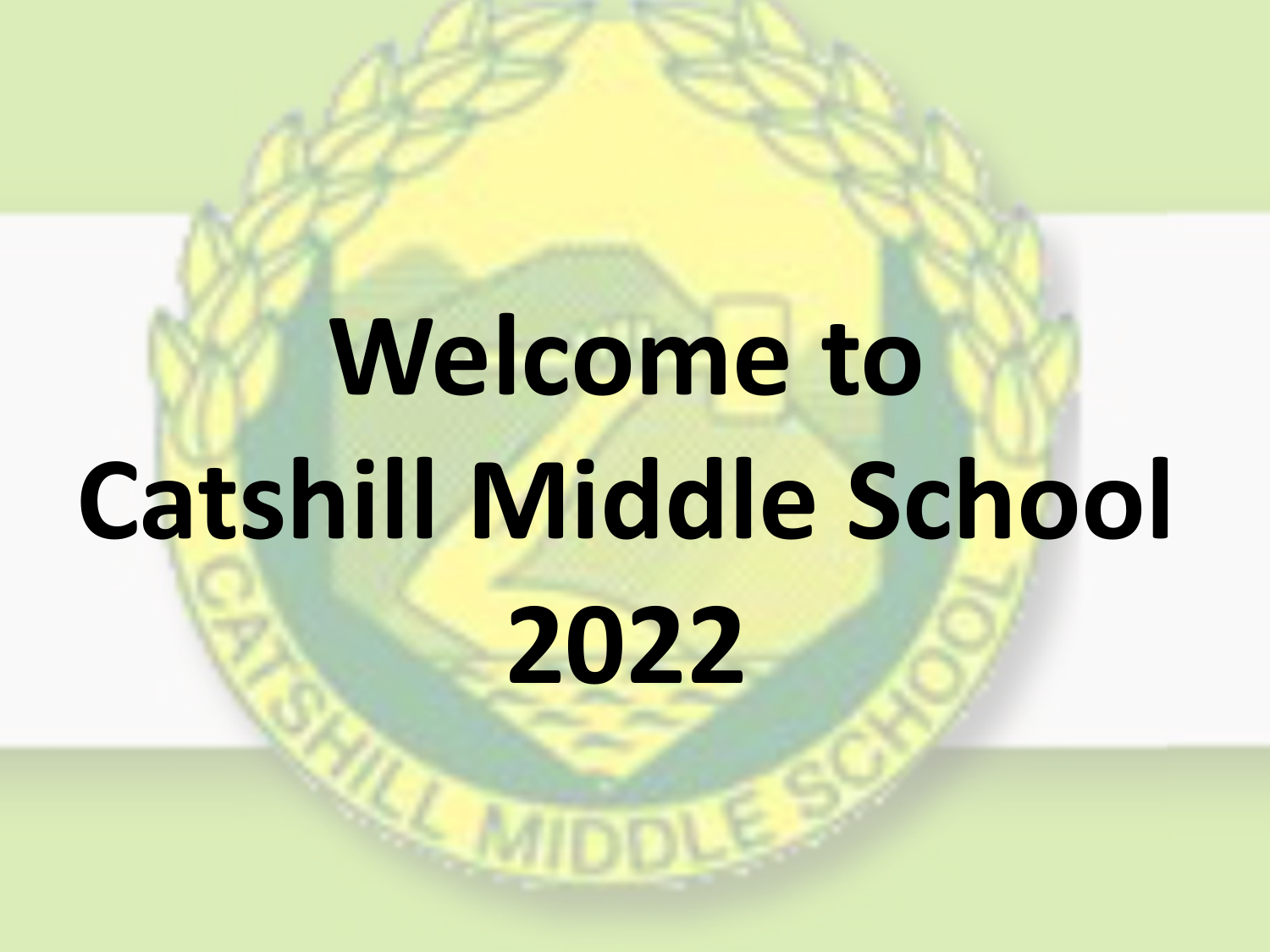# Welcome to Catshill Middle School 2022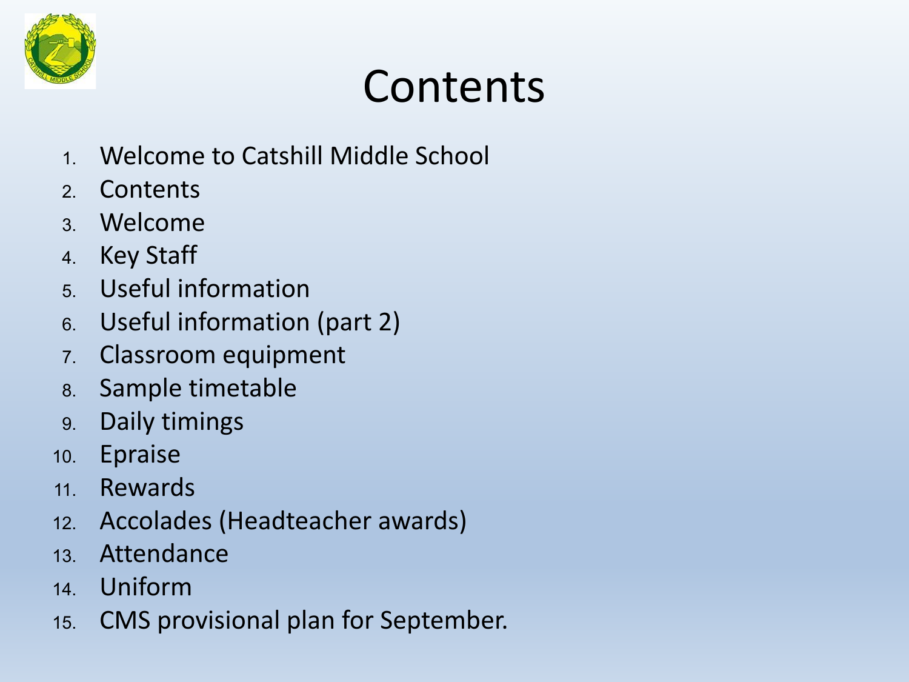# Contents

1. Welcome to Catshill Middle School
2. Contents
3. Welcome
4. Key Staff
5. Useful information
6. Useful information (part 2)
7. Classroom equipment
8. Sample timetable
9. Daily timings
10. Epraise
11. Rewards
12. Accolades (Headteacher awards)
13. Attendance
14. Uniform
15. CMS provisional plan for September.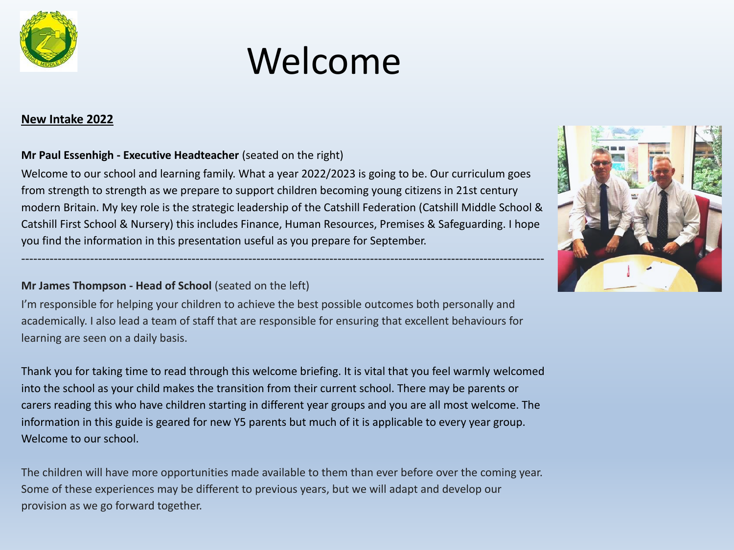# Welcome

**New Intake 2022**

**Mr Paul Essenhigh - Executive Headteacher** (seated on the right)

Welcome to our school and learning family. What a year 2022/2023 is going to be. Our curriculum goes from strength to strength as we prepare to support children becoming young citizens in 21st century modern Britain. My key role is the strategic leadership of the Catshill Federation (Catshill Middle School & Catshill First School & Nursery) this includes Finance, Human Resources, Premises & Safeguarding. I hope you find the information in this presentation useful as you prepare for September.

---

**Mr James Thompson - Head of School** (seated on the left)

I'm responsible for helping your children to achieve the best possible outcomes both personally and academically. I also lead a team of staff that are responsible for ensuring that excellent behaviours for learning are seen on a daily basis.

Thank you for taking time to read through this welcome briefing. It is vital that you feel warmly welcomed into the school as your child makes the transition from their current school. There may be parents or carers reading this who have children starting in different year groups and you are all most welcome. The information in this guide is geared for new Y5 parents but much of it is applicable to every year group. Welcome to our school.

The children will have more opportunities made available to them than ever before over the coming year. Some of these experiences may be different to previous years, but we will adapt and develop our provision as we go forward together.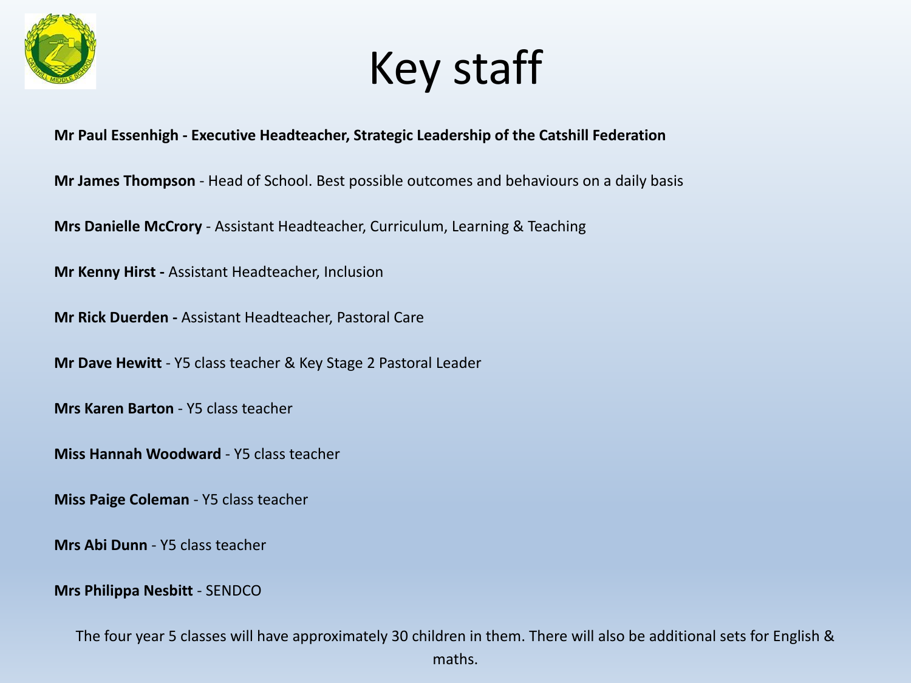# Key staff

**Mr Paul Essenhigh - Executive Headteacher, Strategic Leadership of the Catshill Federation**

**Mr James Thompson** - Head of School. Best possible outcomes and behaviours on a daily basis

**Mrs Danielle McCrory** - Assistant Headteacher, Curriculum, Learning & Teaching

**Mr Kenny Hirst -** Assistant Headteacher, Inclusion

**Mr Rick Duerden -** Assistant Headteacher, Pastoral Care

**Mr Dave Hewitt** - Y5 class teacher & Key Stage 2 Pastoral Leader

**Mrs Karen Barton** - Y5 class teacher

**Miss Hannah Woodward** - Y5 class teacher

**Miss Paige Coleman** - Y5 class teacher

**Mrs Abi Dunn** - Y5 class teacher

**Mrs Philippa Nesbitt** - SENDCO

The four year 5 classes will have approximately 30 children in them. There will also be additional sets for English & maths.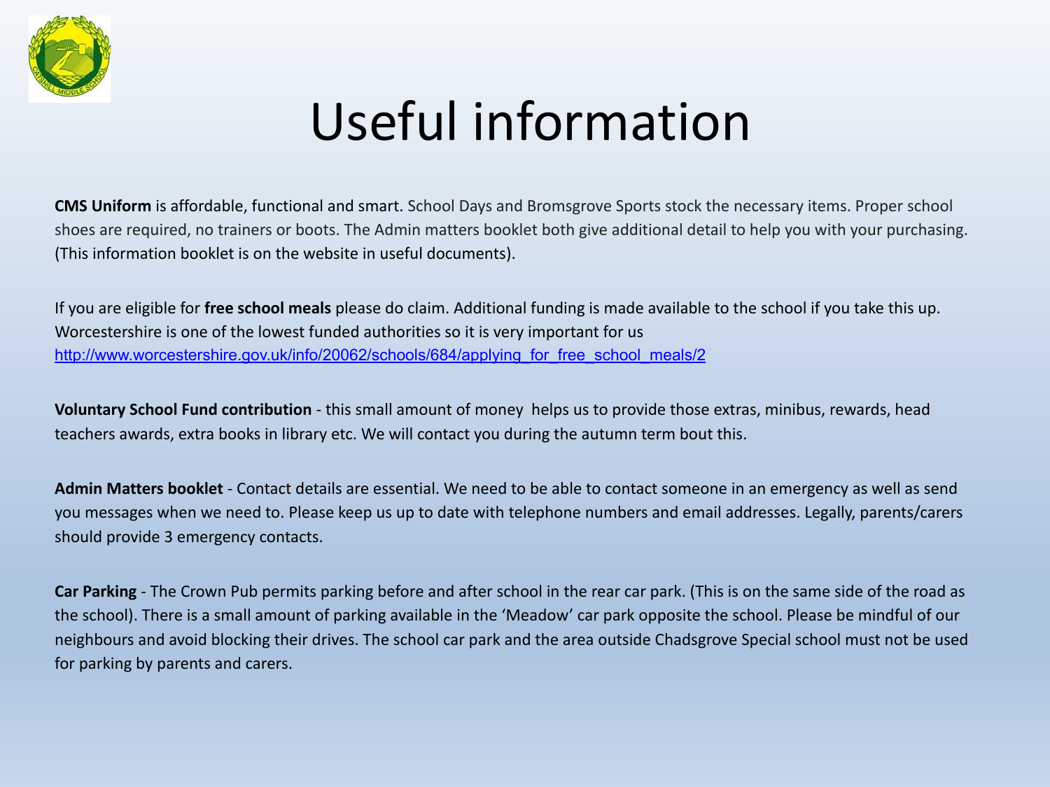# Useful information

**CMS Uniform** is affordable, functional and smart. School Days and Bromsgrove Sports stock the necessary items. Proper school shoes are required, no trainers or boots. The Admin matters booklet both give additional detail to help you with your purchasing. (This information booklet is on the website in useful documents).

If you are eligible for **free school meals** please do claim. Additional funding is made available to the school if you take this up. Worcestershire is one of the lowest funded authorities so it is very important for us
http://www.worcestershire.gov.uk/info/20062/schools/684/applying_for_free_school_meals/2

**Voluntary School Fund contribution** - this small amount of money helps us to provide those extras, minibus, rewards, head teachers awards, extra books in library etc. We will contact you during the autumn term bout this.

**Admin Matters booklet** - Contact details are essential. We need to be able to contact someone in an emergency as well as send you messages when we need to. Please keep us up to date with telephone numbers and email addresses. Legally, parents/carers should provide 3 emergency contacts.

**Car Parking** - The Crown Pub permits parking before and after school in the rear car park. (This is on the same side of the road as the school). There is a small amount of parking available in the 'Meadow' car park opposite the school. Please be mindful of our neighbours and avoid blocking their drives. The school car park and the area outside Chadsgrove Special school must not be used for parking by parents and carers.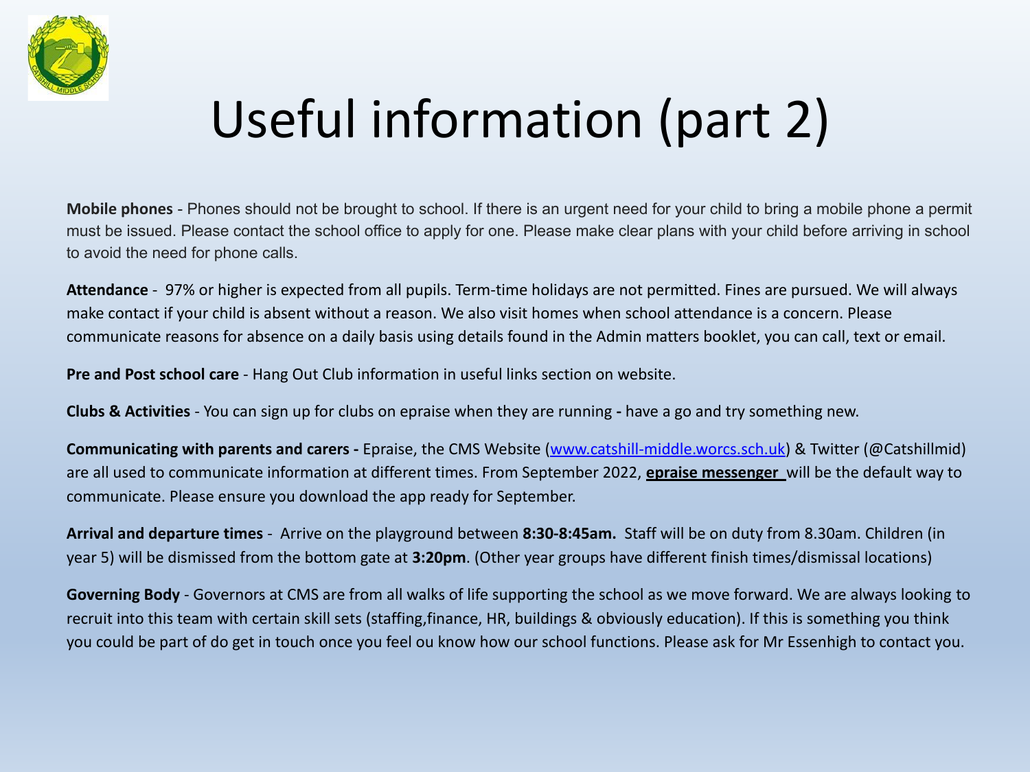# Useful information (part 2)

**Mobile phones** - Phones should not be brought to school. If there is an urgent need for your child to bring a mobile phone a permit must be issued. Please contact the school office to apply for one. Please make clear plans with your child before arriving in school to avoid the need for phone calls.

**Attendance** - 97% or higher is expected from all pupils. Term-time holidays are not permitted. Fines are pursued. We will always make contact if your child is absent without a reason. We also visit homes when school attendance is a concern. Please communicate reasons for absence on a daily basis using details found in the Admin matters booklet, you can call, text or email.

**Pre and Post school care** - Hang Out Club information in useful links section on website.

**Clubs & Activities** - You can sign up for clubs on epraise when they are running **-** have a go and try something new.

**Communicating with parents and carers -** Epraise, the CMS Website ([www.catshill-middle.worcs.sch.uk](http://www.catshill-middle.worcs.sch.uk)) & Twitter (@Catshillmid) are all used to communicate information at different times. From September 2022, **epraise messenger** will be the default way to communicate. Please ensure you download the app ready for September.

**Arrival and departure times** - Arrive on the playground between **8:30-8:45am.** Staff will be on duty from 8.30am. Children (in year 5) will be dismissed from the bottom gate at **3:20pm**. (Other year groups have different finish times/dismissal locations)

**Governing Body** - Governors at CMS are from all walks of life supporting the school as we move forward. We are always looking to recruit into this team with certain skill sets (staffing,finance, HR, buildings & obviously education). If this is something you think you could be part of do get in touch once you feel ou know how our school functions. Please ask for Mr Essenhigh to contact you.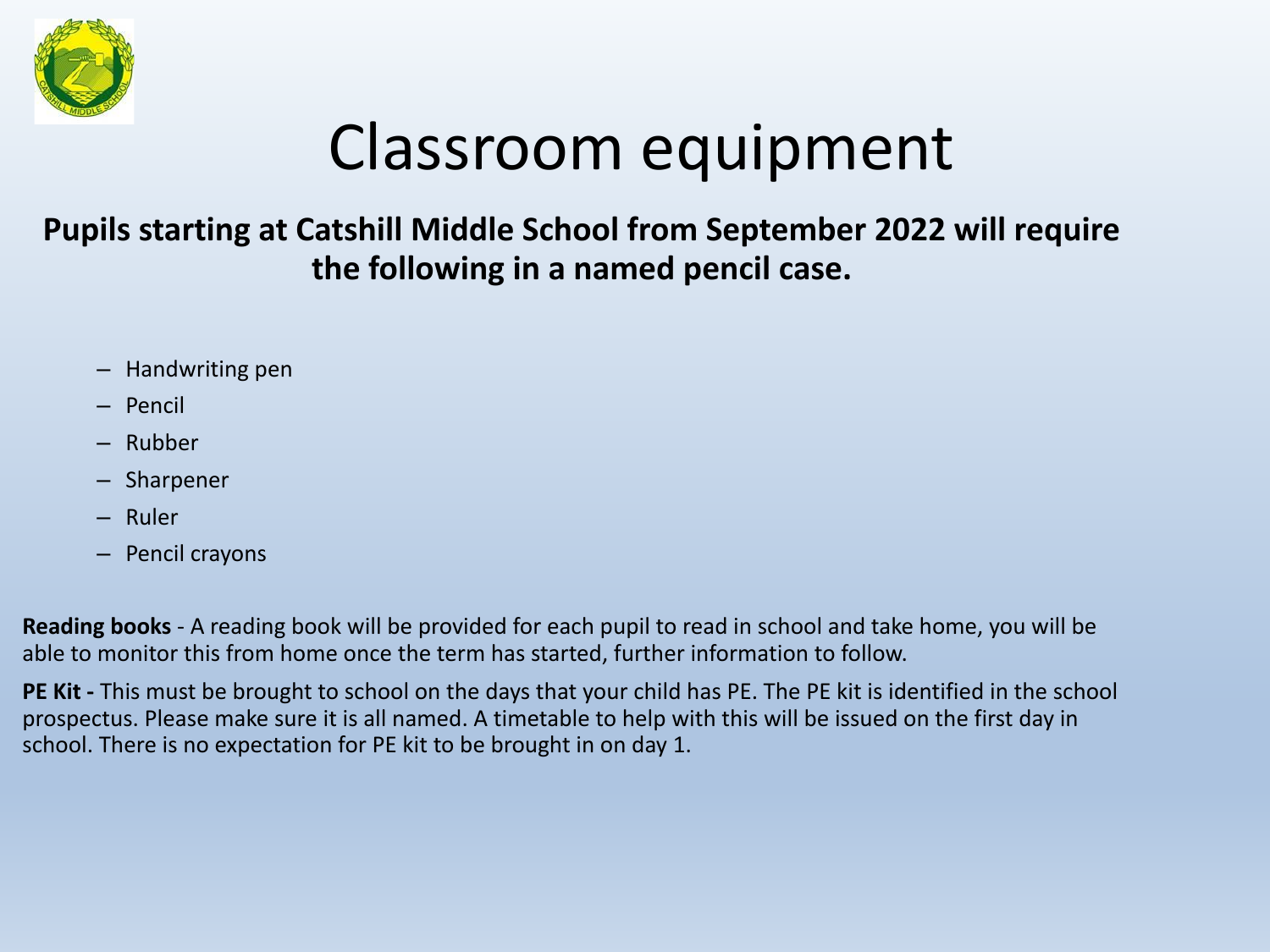# Classroom equipment

**Pupils starting at Catshill Middle School from September 2022 will require the following in a named pencil case.**

- Handwriting pen
- Pencil
- Rubber
- Sharpener
- Ruler
- Pencil crayons

**Reading books** - A reading book will be provided for each pupil to read in school and take home, you will be able to monitor this from home once the term has started, further information to follow.

**PE Kit -** This must be brought to school on the days that your child has PE. The PE kit is identified in the school prospectus. Please make sure it is all named. A timetable to help with this will be issued on the first day in school. There is no expectation for PE kit to be brought in on day 1.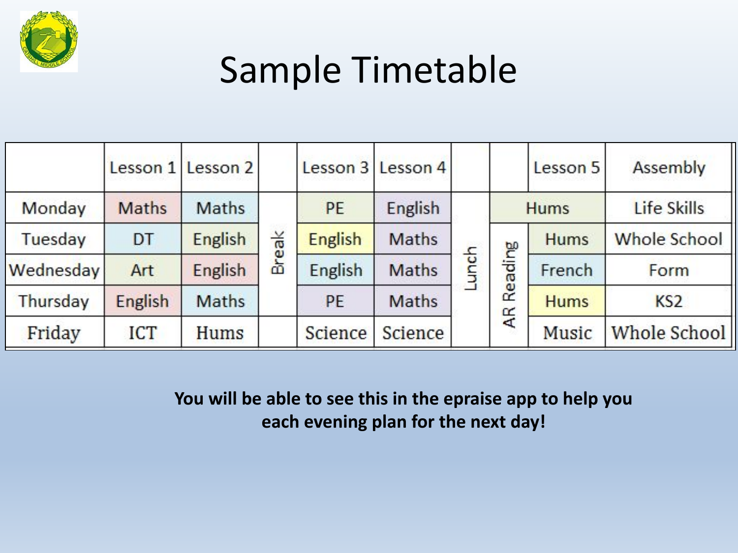# Sample Timetable

| | Lesson 1 | Lesson 2 | | Lesson 3 | Lesson 4 | | | Lesson 5 | Assembly |
|---|---|---|---|---|---|---|---|---|---|
| Monday | Maths | Maths | Break | PE | English | Lunch | Hums | | Life Skills |
| Tuesday | DT | English | | English | Maths | | AR Reading | Hums | Whole School |
| Wednesday | Art | English | | English | Maths | | | French | Form |
| Thursday | English | Maths | | PE | Maths | | | Hums | KS2 |
| Friday | ICT | Hums | | Science | Science | | | Music | Whole School |

**You will be able to see this in the epraise app to help you each evening plan for the next day!**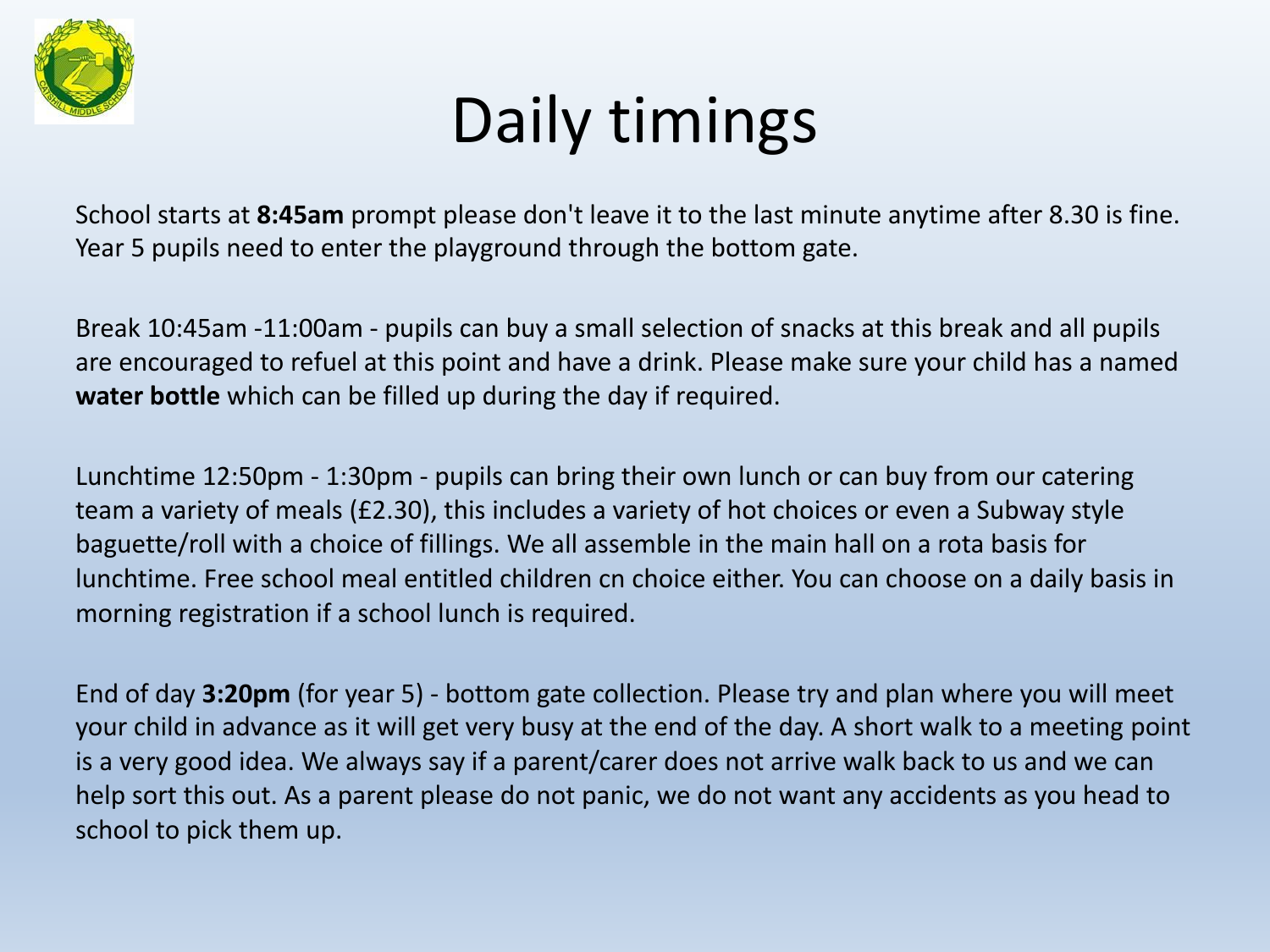# Daily timings

School starts at **8:45am** prompt please don't leave it to the last minute anytime after 8.30 is fine. Year 5 pupils need to enter the playground through the bottom gate.

Break 10:45am -11:00am - pupils can buy a small selection of snacks at this break and all pupils are encouraged to refuel at this point and have a drink. Please make sure your child has a named **water bottle** which can be filled up during the day if required.

Lunchtime 12:50pm - 1:30pm - pupils can bring their own lunch or can buy from our catering team a variety of meals (£2.30), this includes a variety of hot choices or even a Subway style baguette/roll with a choice of fillings. We all assemble in the main hall on a rota basis for lunchtime. Free school meal entitled children cn choice either. You can choose on a daily basis in morning registration if a school lunch is required.

End of day **3:20pm** (for year 5) - bottom gate collection. Please try and plan where you will meet your child in advance as it will get very busy at the end of the day. A short walk to a meeting point is a very good idea. We always say if a parent/carer does not arrive walk back to us and we can help sort this out. As a parent please do not panic, we do not want any accidents as you head to school to pick them up.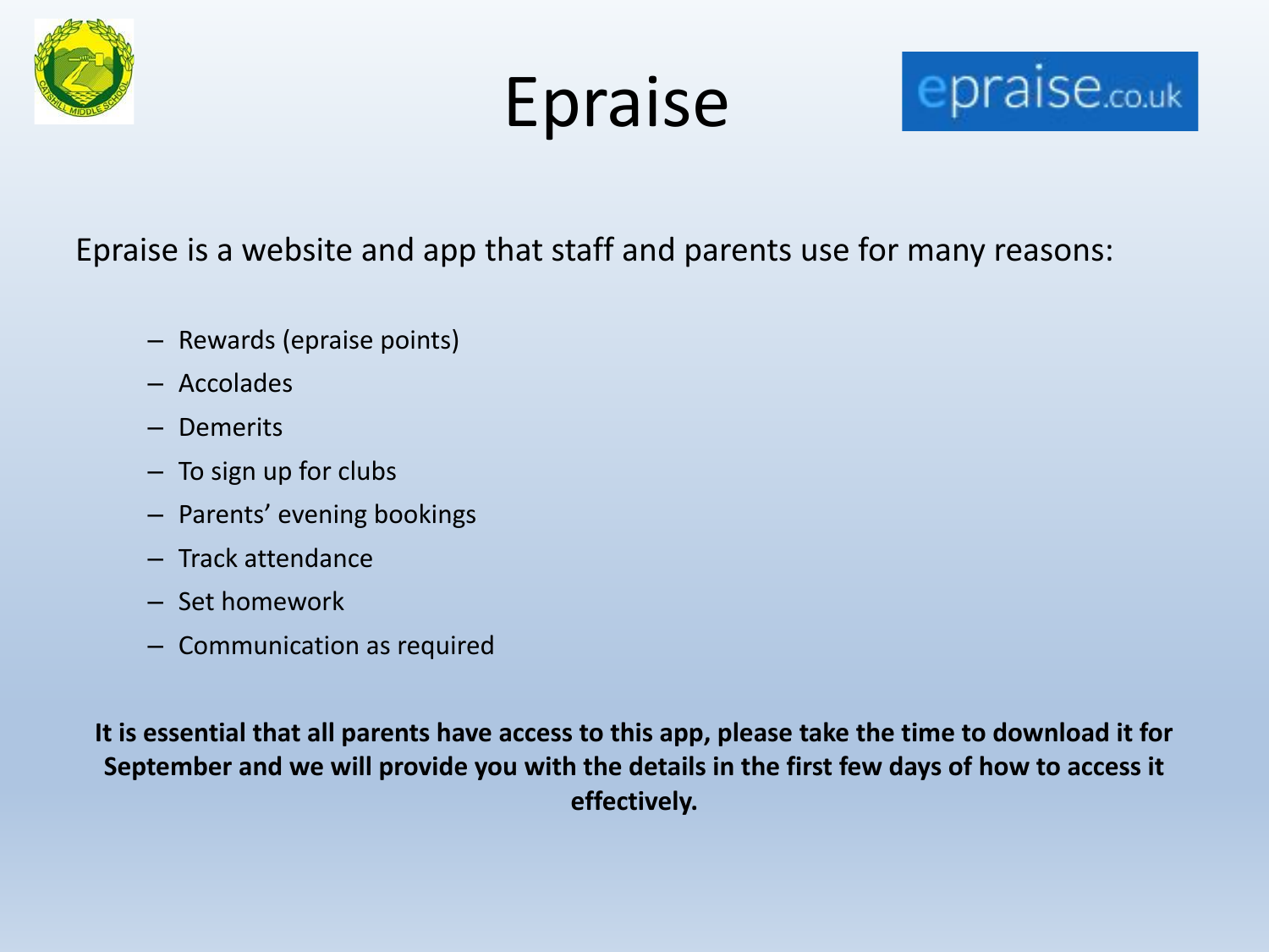# Epraise

Epraise is a website and app that staff and parents use for many reasons:

- Rewards (epraise points)
- Accolades
- Demerits
- To sign up for clubs
- Parents' evening bookings
- Track attendance
- Set homework
- Communication as required

**It is essential that all parents have access to this app, please take the time to download it for September and we will provide you with the details in the first few days of how to access it effectively.**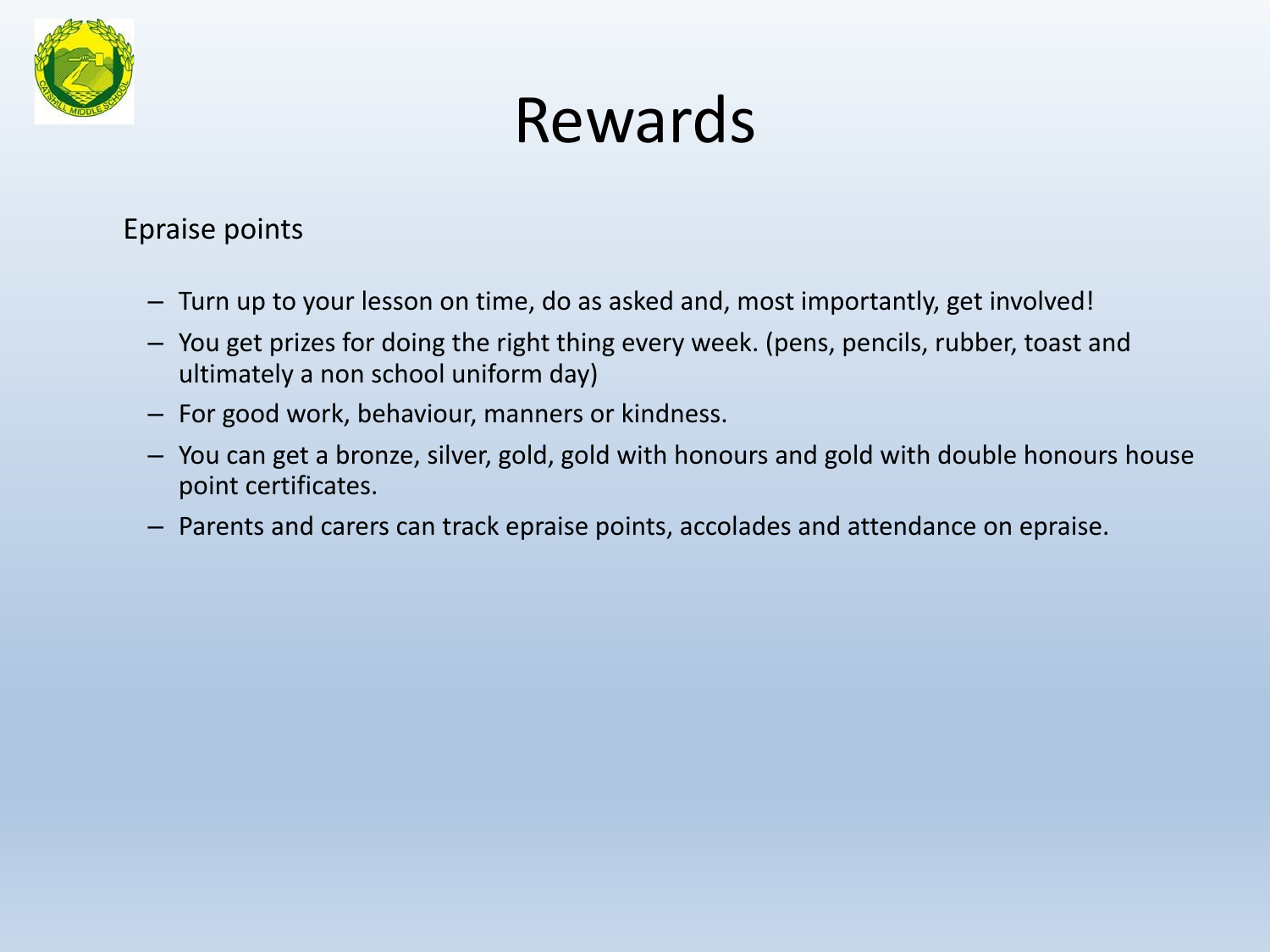# Rewards

Epraise points

- Turn up to your lesson on time, do as asked and, most importantly, get involved!
- You get prizes for doing the right thing every week. (pens, pencils, rubber, toast and ultimately a non school uniform day)
- For good work, behaviour, manners or kindness.
- You can get a bronze, silver, gold, gold with honours and gold with double honours house point certificates.
- Parents and carers can track epraise points, accolades and attendance on epraise.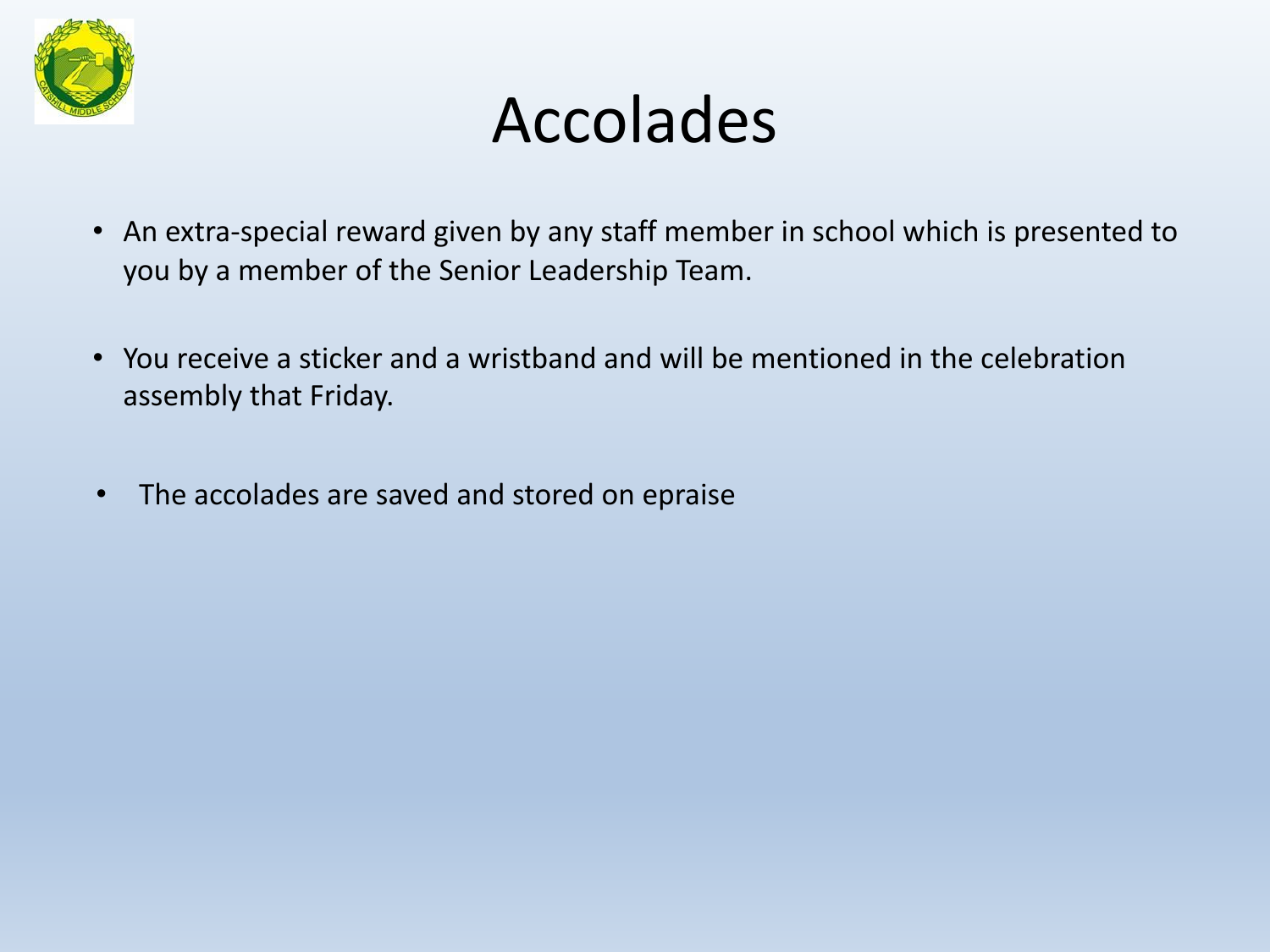# Accolades

- An extra-special reward given by any staff member in school which is presented to you by a member of the Senior Leadership Team.
- You receive a sticker and a wristband and will be mentioned in the celebration assembly that Friday.
- The accolades are saved and stored on epraise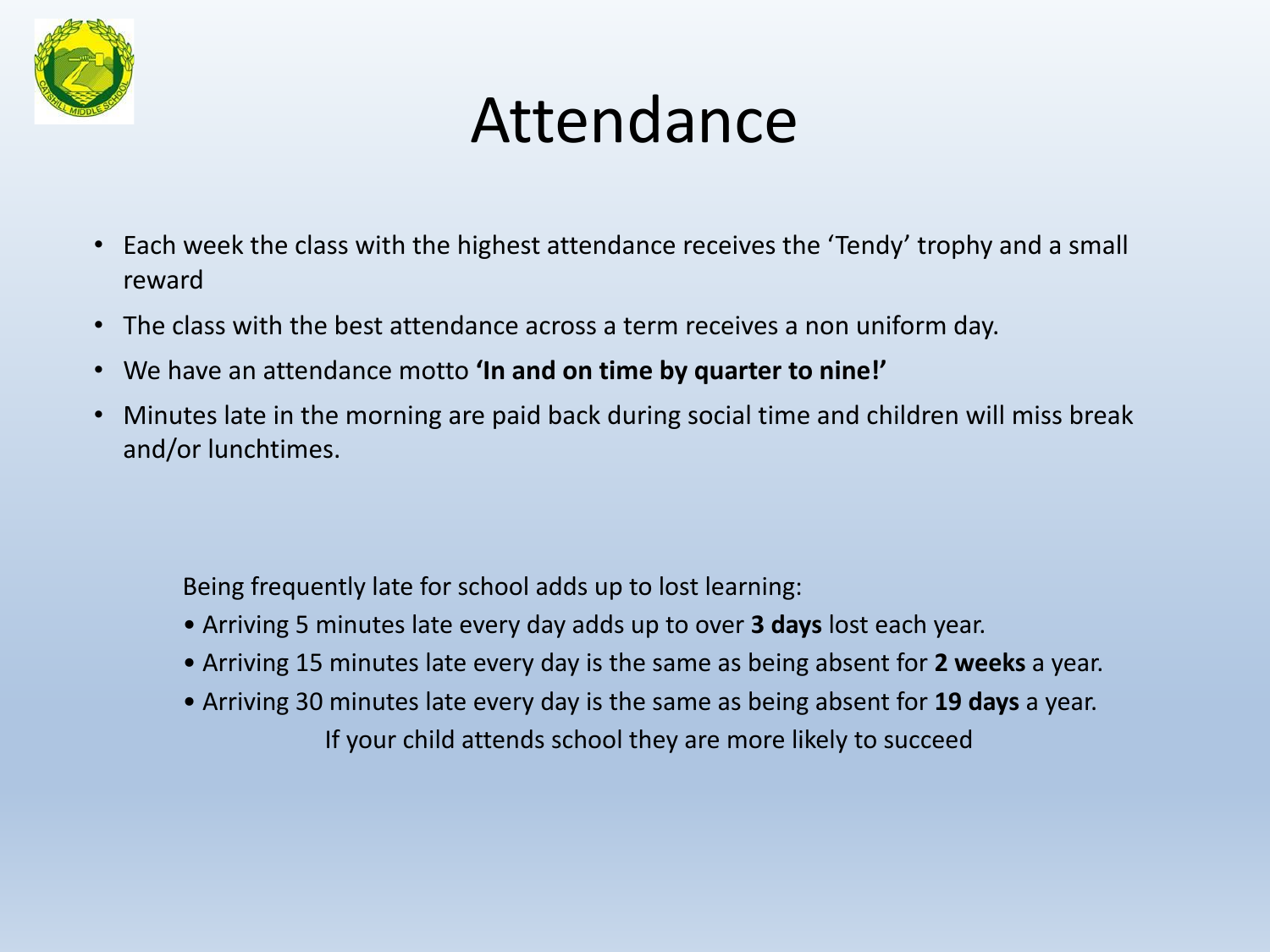# Attendance

- Each week the class with the highest attendance receives the 'Tendy' trophy and a small reward
- The class with the best attendance across a term receives a non uniform day.
- We have an attendance motto **'In and on time by quarter to nine!'**
- Minutes late in the morning are paid back during social time and children will miss break and/or lunchtimes.

Being frequently late for school adds up to lost learning:

- Arriving 5 minutes late every day adds up to over **3 days** lost each year.
- Arriving 15 minutes late every day is the same as being absent for **2 weeks** a year.
- Arriving 30 minutes late every day is the same as being absent for **19 days** a year.

If your child attends school they are more likely to succeed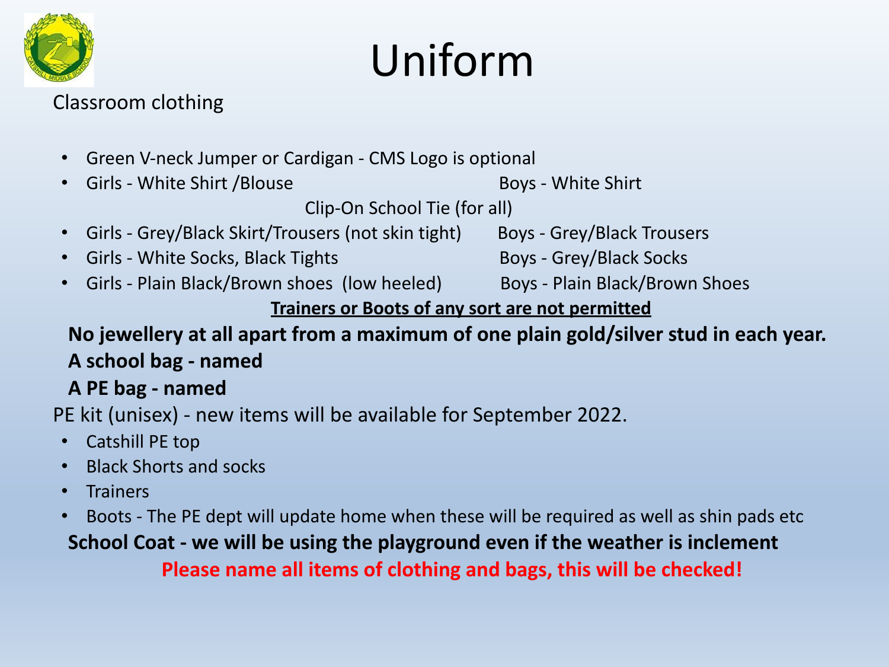# Uniform

Classroom clothing

- Green V-neck Jumper or Cardigan - CMS Logo is optional
- Girls - White Shirt /Blouse Boys - White Shirt

  Clip-On School Tie (for all)
- Girls - Grey/Black Skirt/Trousers (not skin tight) Boys - Grey/Black Trousers
- Girls - White Socks, Black Tights Boys - Grey/Black Socks
- Girls - Plain Black/Brown shoes (low heeled) Boys - Plain Black/Brown Shoes

**Trainers or Boots of any sort are not permitted**

**No jewellery at all apart from a maximum of one plain gold/silver stud in each year.**

**A school bag - named**

**A PE bag - named**

PE kit (unisex) - new items will be available for September 2022.

- Catshill PE top
- Black Shorts and socks
- Trainers
- Boots - The PE dept will update home when these will be required as well as shin pads etc

**School Coat - we will be using the playground even if the weather is inclement**

**Please name all items of clothing and bags, this will be checked!**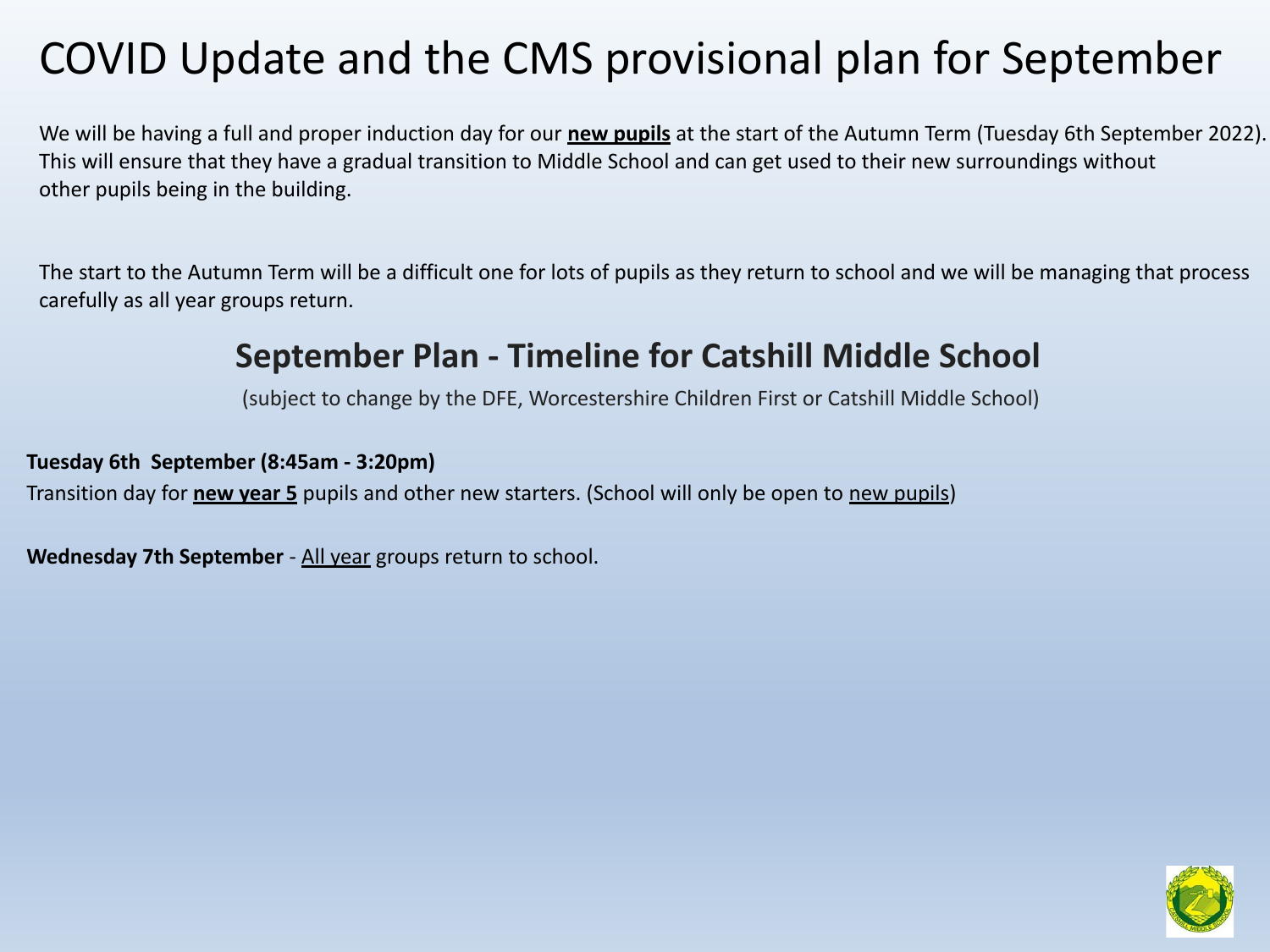# COVID Update and the CMS provisional plan for September

We will be having a full and proper induction day for our **new pupils** at the start of the Autumn Term (Tuesday 6th September 2022). This will ensure that they have a gradual transition to Middle School and can get used to their new surroundings without other pupils being in the building.

The start to the Autumn Term will be a difficult one for lots of pupils as they return to school and we will be managing that process carefully as all year groups return.

## September Plan - Timeline for Catshill Middle School

(subject to change by the DFE, Worcestershire Children First or Catshill Middle School)

**Tuesday 6th September (8:45am - 3:20pm)**

Transition day for **new year 5** pupils and other new starters. (School will only be open to new pupils)

**Wednesday 7th September** - All year groups return to school.